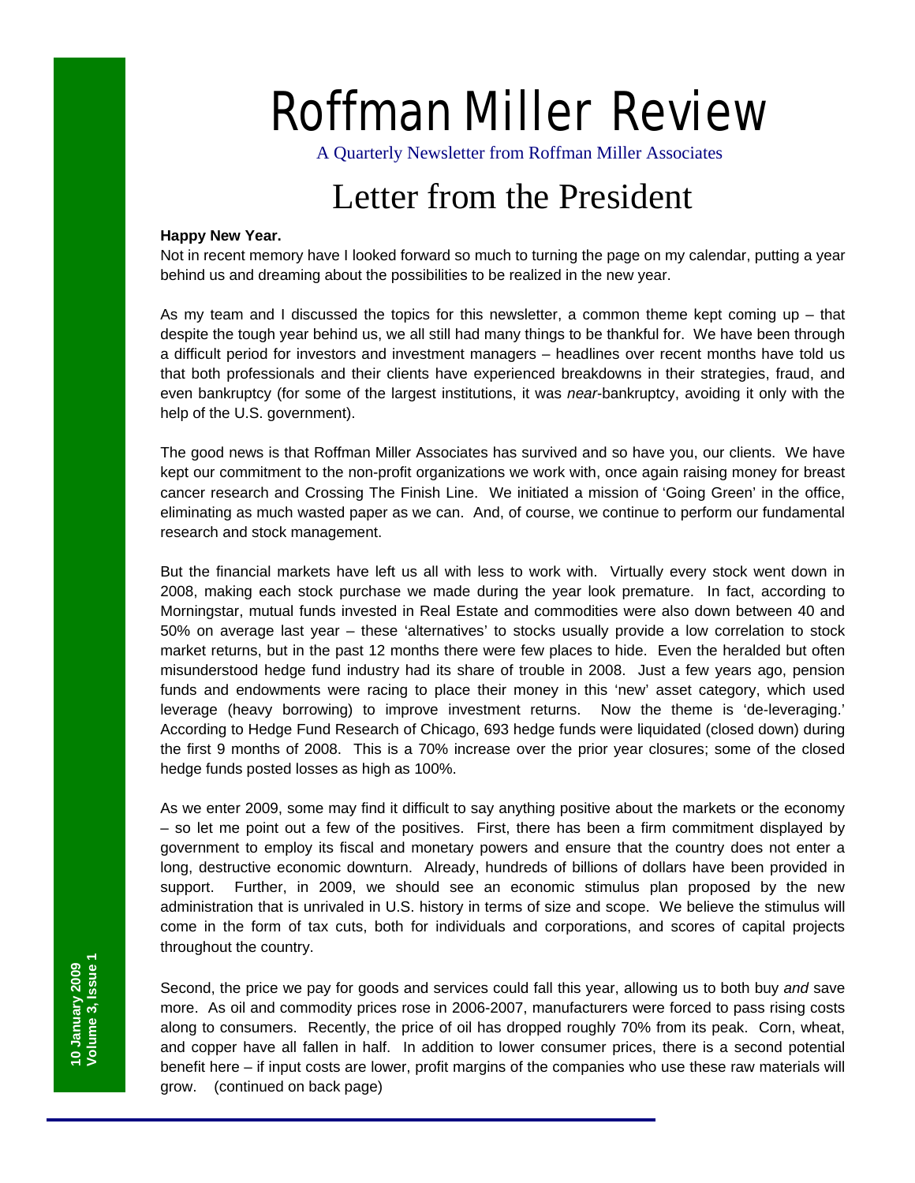# Roffman Miller Review

A Quarterly Newsletter from Roffman Miller Associates

## Letter from the President

**Happy New Year.**

Not in recent memory have I looked forward so much to turning the page on my calendar, putting a year behind us and dreaming about the possibilities to be realized in the new year.

As my team and I discussed the topics for this newsletter, a common theme kept coming up – that despite the tough year behind us, we all still had many things to be thankful for. We have been through a difficult period for investors and investment managers – headlines over recent months have told us that both professionals and their clients have experienced breakdowns in their strategies, fraud, and even bankruptcy (for some of the largest institutions, it was *near*-bankruptcy, avoiding it only with the help of the U.S. government).

The good news is that Roffman Miller Associates has survived and so have you, our clients. We have kept our commitment to the non-profit organizations we work with, once again raising money for breast cancer research and Crossing The Finish Line. We initiated a mission of 'Going Green' in the office, eliminating as much wasted paper as we can. And, of course, we continue to perform our fundamental research and stock management.

But the financial markets have left us all with less to work with. Virtually every stock went down in 2008, making each stock purchase we made during the year look premature. In fact, according to Morningstar, mutual funds invested in Real Estate and commodities were also down between 40 and 50% on average last year – these 'alternatives' to stocks usually provide a low correlation to stock market returns, but in the past 12 months there were few places to hide. Even the heralded but often misunderstood hedge fund industry had its share of trouble in 2008. Just a few years ago, pension funds and endowments were racing to place their money in this 'new' asset category, which used leverage (heavy borrowing) to improve investment returns. Now the theme is 'de-leveraging.' According to Hedge Fund Research of Chicago, 693 hedge funds were liquidated (closed down) during the first 9 months of 2008. This is a 70% increase over the prior year closures; some of the closed hedge funds posted losses as high as 100%.

As we enter 2009, some may find it difficult to say anything positive about the markets or the economy – so let me point out a few of the positives. First, there has been a firm commitment displayed by government to employ its fiscal and monetary powers and ensure that the country does not enter a long, destructive economic downturn. Already, hundreds of billions of dollars have been provided in support. Further, in 2009, we should see an economic stimulus plan proposed by the new administration that is unrivaled in U.S. history in terms of size and scope. We believe the stimulus will come in the form of tax cuts, both for individuals and corporations, and scores of capital projects throughout the country.

Second, the price we pay for goods and services could fall this year, allowing us to both buy *and* save more. As oil and commodity prices rose in 2006-2007, manufacturers were forced to pass rising costs along to consumers. Recently, the price of oil has dropped roughly 70% from its peak. Corn, wheat, and copper have all fallen in half. In addition to lower consumer prices, there is a second potential benefit here – if input costs are lower, profit margins of the companies who use these raw materials will grow. (continued on back page)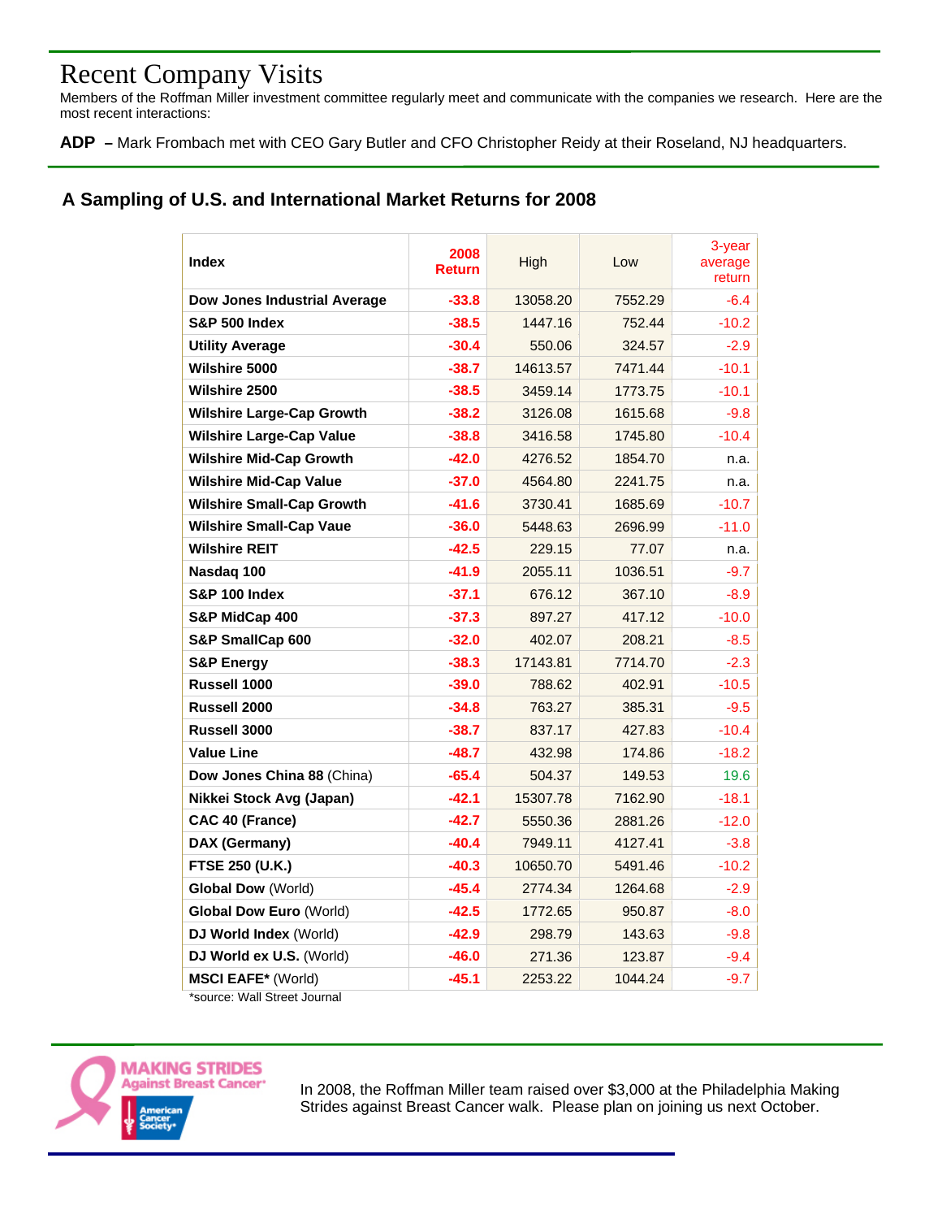# Recent Company Visits

Members of the Roffman Miller investment committee regularly meet and communicate with the companies we research. Here are the most recent interactions:

**ADP** – Mark Frombach met with CEO Gary Butler and CFO Christopher Reidy at their Roseland, NJ headquarters.

## A Sampling of U.S. and International Market Returns for 2008

| Index | 2008 Return | High | Low | 3-year average return |
|---|---|---|---|---|
| **Dow Jones Industrial Average** | -33.8 | 13058.20 | 7552.29 | -6.4 |
| **S&P 500 Index** | -38.5 | 1447.16 | 752.44 | -10.2 |
| **Utility Average** | -30.4 | 550.06 | 324.57 | -2.9 |
| **Wilshire 5000** | -38.7 | 14613.57 | 7471.44 | -10.1 |
| **Wilshire 2500** | -38.5 | 3459.14 | 1773.75 | -10.1 |
| **Wilshire Large-Cap Growth** | -38.2 | 3126.08 | 1615.68 | -9.8 |
| **Wilshire Large-Cap Value** | -38.8 | 3416.58 | 1745.80 | -10.4 |
| **Wilshire Mid-Cap Growth** | -42.0 | 4276.52 | 1854.70 | n.a. |
| **Wilshire Mid-Cap Value** | -37.0 | 4564.80 | 2241.75 | n.a. |
| **Wilshire Small-Cap Growth** | -41.6 | 3730.41 | 1685.69 | -10.7 |
| **Wilshire Small-Cap Vaue** | -36.0 | 5448.63 | 2696.99 | -11.0 |
| **Wilshire REIT** | -42.5 | 229.15 | 77.07 | n.a. |
| **Nasdaq 100** | -41.9 | 2055.11 | 1036.51 | -9.7 |
| **S&P 100 Index** | -37.1 | 676.12 | 367.10 | -8.9 |
| **S&P MidCap 400** | -37.3 | 897.27 | 417.12 | -10.0 |
| **S&P SmallCap 600** | -32.0 | 402.07 | 208.21 | -8.5 |
| **S&P Energy** | -38.3 | 17143.81 | 7714.70 | -2.3 |
| **Russell 1000** | -39.0 | 788.62 | 402.91 | -10.5 |
| **Russell 2000** | -34.8 | 763.27 | 385.31 | -9.5 |
| **Russell 3000** | -38.7 | 837.17 | 427.83 | -10.4 |
| **Value Line** | -48.7 | 432.98 | 174.86 | -18.2 |
| **Dow Jones China 88** (China) | -65.4 | 504.37 | 149.53 | 19.6 |
| **Nikkei Stock Avg (Japan)** | -42.1 | 15307.78 | 7162.90 | -18.1 |
| **CAC 40 (France)** | -42.7 | 5550.36 | 2881.26 | -12.0 |
| **DAX (Germany)** | -40.4 | 7949.11 | 4127.41 | -3.8 |
| **FTSE 250 (U.K.)** | -40.3 | 10650.70 | 5491.46 | -10.2 |
| **Global Dow** (World) | -45.4 | 2774.34 | 1264.68 | -2.9 |
| **Global Dow Euro** (World) | -42.5 | 1772.65 | 950.87 | -8.0 |
| **DJ World Index** (World) | -42.9 | 298.79 | 143.63 | -9.8 |
| **DJ World ex U.S.** (World) | -46.0 | 271.36 | 123.87 | -9.4 |
| **MSCI EAFE*** (World) | -45.1 | 2253.22 | 1044.24 | -9.7 |

*source: Wall Street Journal

MAKING STRIDES Against Breast Cancer — American Cancer Society

In 2008, the Roffman Miller team raised over $3,000 at the Philadelphia Making Strides against Breast Cancer walk. Please plan on joining us next October.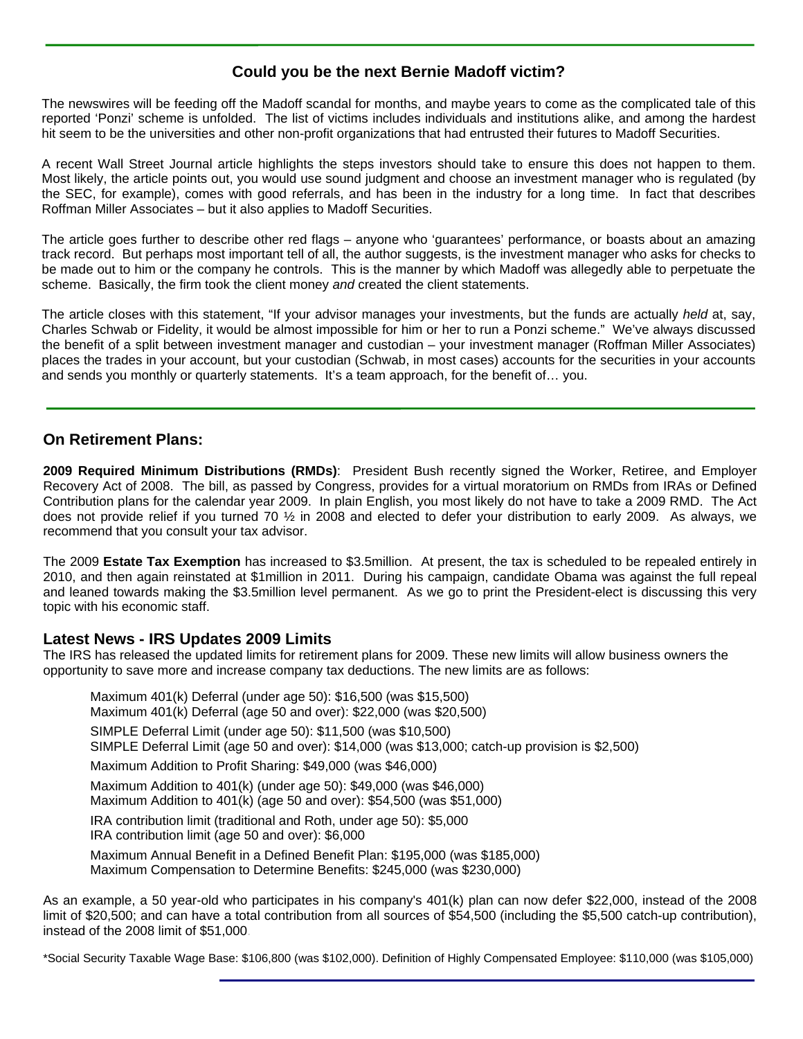## Could you be the next Bernie Madoff victim?

The newswires will be feeding off the Madoff scandal for months, and maybe years to come as the complicated tale of this reported 'Ponzi' scheme is unfolded. The list of victims includes individuals and institutions alike, and among the hardest hit seem to be the universities and other non-profit organizations that had entrusted their futures to Madoff Securities.

A recent Wall Street Journal article highlights the steps investors should take to ensure this does not happen to them. Most likely, the article points out, you would use sound judgment and choose an investment manager who is regulated (by the SEC, for example), comes with good referrals, and has been in the industry for a long time. In fact that describes Roffman Miller Associates – but it also applies to Madoff Securities.

The article goes further to describe other red flags – anyone who 'guarantees' performance, or boasts about an amazing track record. But perhaps most important tell of all, the author suggests, is the investment manager who asks for checks to be made out to him or the company he controls. This is the manner by which Madoff was allegedly able to perpetuate the scheme. Basically, the firm took the client money *and* created the client statements.

The article closes with this statement, "If your advisor manages your investments, but the funds are actually *held* at, say, Charles Schwab or Fidelity, it would be almost impossible for him or her to run a Ponzi scheme." We've always discussed the benefit of a split between investment manager and custodian – your investment manager (Roffman Miller Associates) places the trades in your account, but your custodian (Schwab, in most cases) accounts for the securities in your accounts and sends you monthly or quarterly statements. It's a team approach, for the benefit of… you.

## On Retirement Plans:

**2009 Required Minimum Distributions (RMDs)**: President Bush recently signed the Worker, Retiree, and Employer Recovery Act of 2008. The bill, as passed by Congress, provides for a virtual moratorium on RMDs from IRAs or Defined Contribution plans for the calendar year 2009. In plain English, you most likely do not have to take a 2009 RMD. The Act does not provide relief if you turned 70 ½ in 2008 and elected to defer your distribution to early 2009. As always, we recommend that you consult your tax advisor.

The 2009 **Estate Tax Exemption** has increased to $3.5million. At present, the tax is scheduled to be repealed entirely in 2010, and then again reinstated at $1million in 2011. During his campaign, candidate Obama was against the full repeal and leaned towards making the $3.5million level permanent. As we go to print the President-elect is discussing this very topic with his economic staff.

## Latest News - IRS Updates 2009 Limits

The IRS has released the updated limits for retirement plans for 2009. These new limits will allow business owners the opportunity to save more and increase company tax deductions. The new limits are as follows:

Maximum 401(k) Deferral (under age 50): $16,500 (was $15,500)
Maximum 401(k) Deferral (age 50 and over): $22,000 (was $20,500)

SIMPLE Deferral Limit (under age 50): $11,500 (was $10,500)
SIMPLE Deferral Limit (age 50 and over): $14,000 (was $13,000; catch-up provision is $2,500)

Maximum Addition to Profit Sharing: $49,000 (was $46,000)

Maximum Addition to 401(k) (under age 50): $49,000 (was $46,000)
Maximum Addition to 401(k) (age 50 and over): $54,500 (was $51,000)

IRA contribution limit (traditional and Roth, under age 50): $5,000
IRA contribution limit (age 50 and over): $6,000

Maximum Annual Benefit in a Defined Benefit Plan: $195,000 (was $185,000)
Maximum Compensation to Determine Benefits: $245,000 (was $230,000)

As an example, a 50 year-old who participates in his company's 401(k) plan can now defer $22,000, instead of the 2008 limit of $20,500; and can have a total contribution from all sources of $54,500 (including the $5,500 catch-up contribution), instead of the 2008 limit of $51,000.

*Social Security Taxable Wage Base: $106,800 (was $102,000). Definition of Highly Compensated Employee: $110,000 (was $105,000)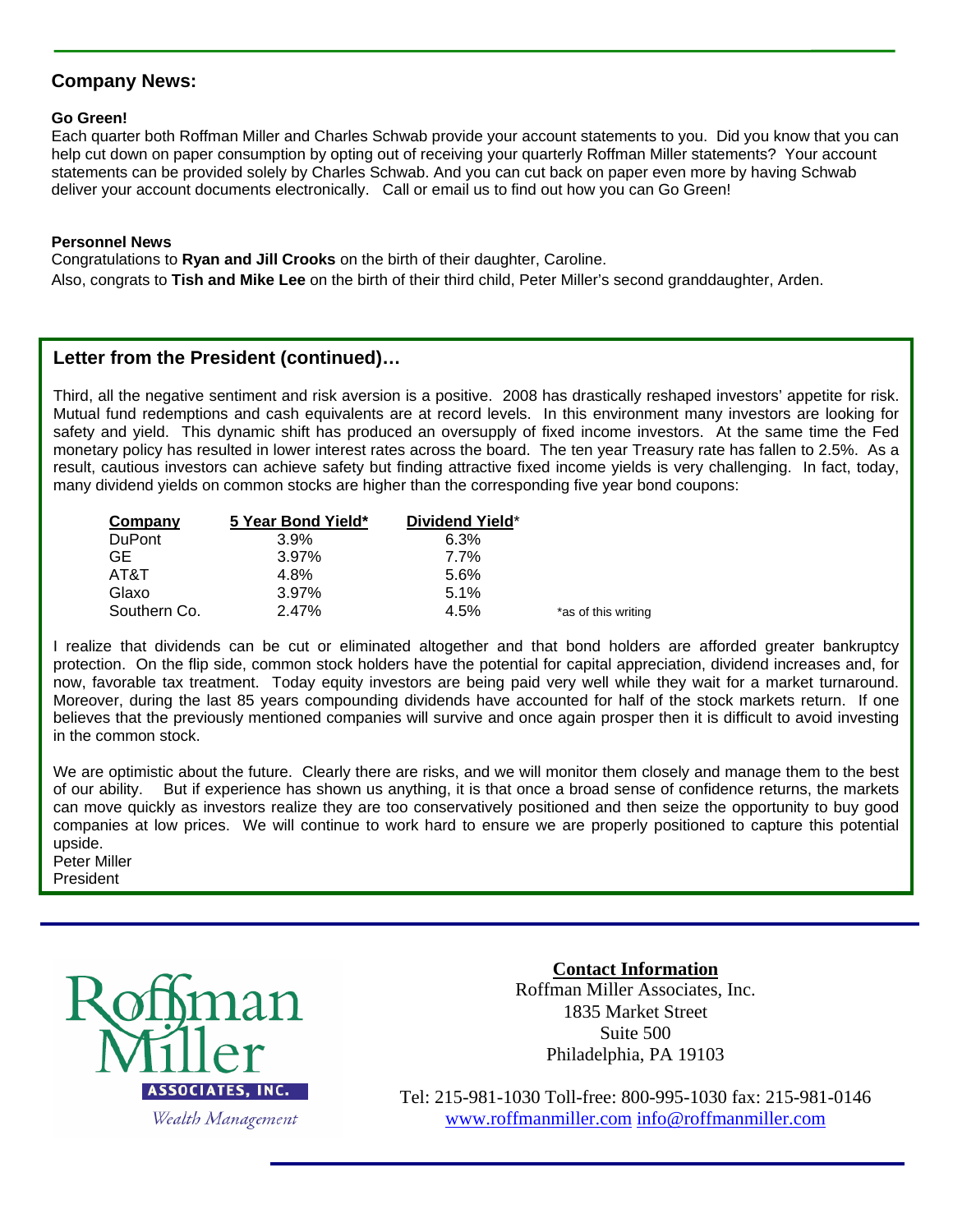## Company News:

**Go Green!**

Each quarter both Roffman Miller and Charles Schwab provide your account statements to you. Did you know that you can help cut down on paper consumption by opting out of receiving your quarterly Roffman Miller statements? Your account statements can be provided solely by Charles Schwab. And you can cut back on paper even more by having Schwab deliver your account documents electronically. Call or email us to find out how you can Go Green!

**Personnel News**

Congratulations to **Ryan and Jill Crooks** on the birth of their daughter, Caroline.

Also, congrats to **Tish and Mike Lee** on the birth of their third child, Peter Miller's second granddaughter, Arden.

## Letter from the President (continued)…

Third, all the negative sentiment and risk aversion is a positive. 2008 has drastically reshaped investors' appetite for risk. Mutual fund redemptions and cash equivalents are at record levels. In this environment many investors are looking for safety and yield. This dynamic shift has produced an oversupply of fixed income investors. At the same time the Fed monetary policy has resulted in lower interest rates across the board. The ten year Treasury rate has fallen to 2.5%. As a result, cautious investors can achieve safety but finding attractive fixed income yields is very challenging. In fact, today, many dividend yields on common stocks are higher than the corresponding five year bond coupons:

| Company | 5 Year Bond Yield* | Dividend Yield* |
|---|---|---|
| DuPont | 3.9% | 6.3% |
| GE | 3.97% | 7.7% |
| AT&T | 4.8% | 5.6% |
| Glaxo | 3.97% | 5.1% |
| Southern Co. | 2.47% | 4.5% |

*as of this writing

I realize that dividends can be cut or eliminated altogether and that bond holders are afforded greater bankruptcy protection. On the flip side, common stock holders have the potential for capital appreciation, dividend increases and, for now, favorable tax treatment. Today equity investors are being paid very well while they wait for a market turnaround. Moreover, during the last 85 years compounding dividends have accounted for half of the stock markets return. If one believes that the previously mentioned companies will survive and once again prosper then it is difficult to avoid investing in the common stock.

We are optimistic about the future. Clearly there are risks, and we will monitor them closely and manage them to the best of our ability. But if experience has shown us anything, it is that once a broad sense of confidence returns, the markets can move quickly as investors realize they are too conservatively positioned and then seize the opportunity to buy good companies at low prices. We will continue to work hard to ensure we are properly positioned to capture this potential upside.

Peter Miller
President

Roffman Miller
ASSOCIATES, INC.
*Wealth Management*

**Contact Information**

Roffman Miller Associates, Inc.
1835 Market Street
Suite 500
Philadelphia, PA 19103

Tel: 215-981-1030 Toll-free: 800-995-1030 fax: 215-981-0146
www.roffmanmiller.com info@roffmanmiller.com